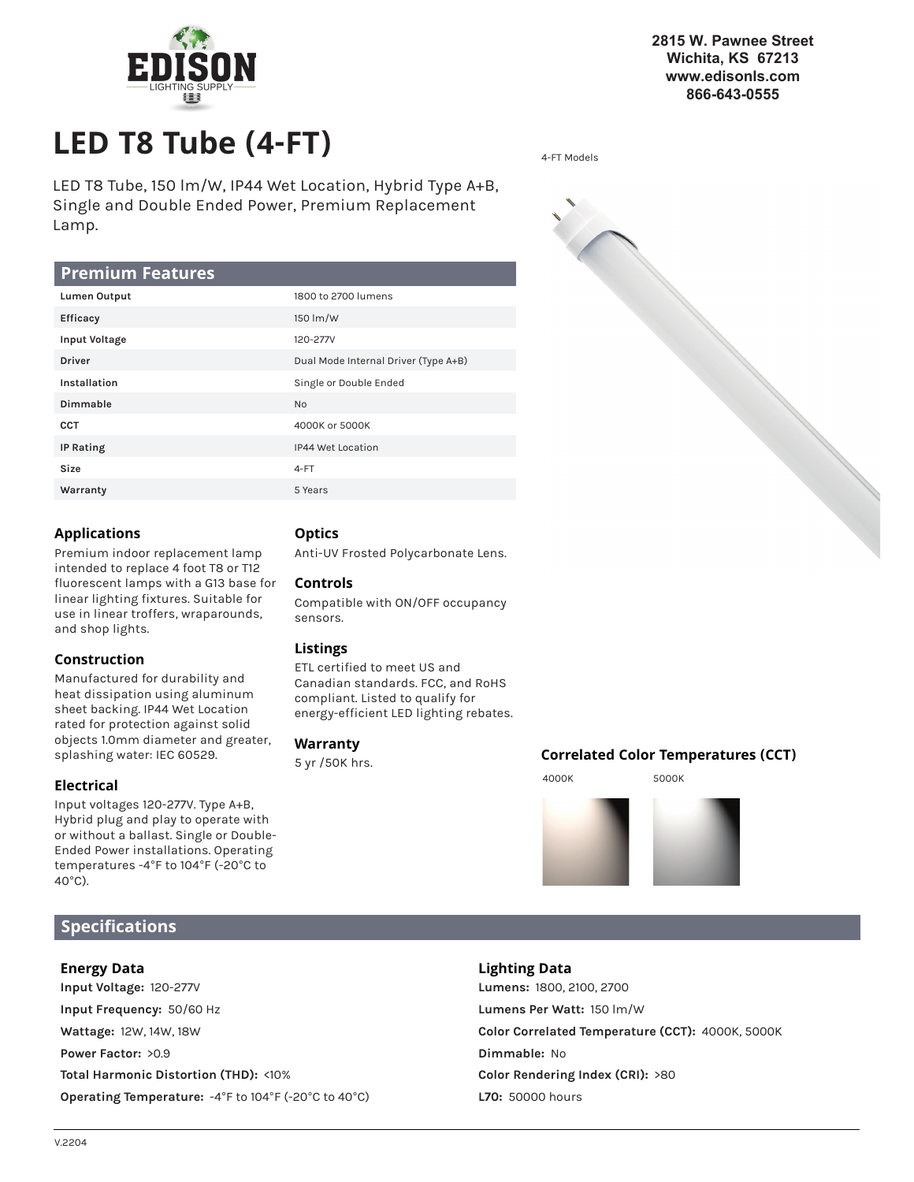2815 W. Pawnee Street
Wichita, KS 67213
www.edisonls.com
866-643-0555

# LED T8 Tube (4-FT)

LED T8 Tube, 150 lm/W, IP44 Wet Location, Hybrid Type A+B, Single and Double Ended Power, Premium Replacement Lamp.

4-FT Models

## Premium Features

| | |
|---|---|
| **Lumen Output** | 1800 to 2700 lumens |
| **Efficacy** | 150 lm/W |
| **Input Voltage** | 120-277V |
| **Driver** | Dual Mode Internal Driver (Type A+B) |
| **Installation** | Single or Double Ended |
| **Dimmable** | No |
| **CCT** | 4000K or 5000K |
| **IP Rating** | IP44 Wet Location |
| **Size** | 4-FT |
| **Warranty** | 5 Years |

### Applications

Premium indoor replacement lamp intended to replace 4 foot T8 or T12 fluorescent lamps with a G13 base for linear lighting fixtures. Suitable for use in linear troffers, wraparounds, and shop lights.

### Construction

Manufactured for durability and heat dissipation using aluminum sheet backing. IP44 Wet Location rated for protection against solid objects 1.0mm diameter and greater, splashing water: IEC 60529.

### Electrical

Input voltages 120-277V. Type A+B, Hybrid plug and play to operate with or without a ballast. Single or Double-Ended Power installations. Operating temperatures -4°F to 104°F (-20°C to 40°C).

### Optics

Anti-UV Frosted Polycarbonate Lens.

### Controls

Compatible with ON/OFF occupancy sensors.

### Listings

ETL certified to meet US and Canadian standards. FCC, and RoHS compliant. Listed to qualify for energy-efficient LED lighting rebates.

### Warranty

5 yr /50K hrs.

### Correlated Color Temperatures (CCT)

4000K

5000K

## Specifications

### Energy Data

**Input Voltage:** 120-277V

**Input Frequency:** 50/60 Hz

**Wattage:** 12W, 14W, 18W

**Power Factor:** >0.9

**Total Harmonic Distortion (THD):** <10%

**Operating Temperature:** -4°F to 104°F (-20°C to 40°C)

### Lighting Data

**Lumens:** 1800, 2100, 2700

**Lumens Per Watt:** 150 lm/W

**Color Correlated Temperature (CCT):** 4000K, 5000K

**Dimmable:** No

**Color Rendering Index (CRI):** >80

**L70:** 50000 hours

V.2204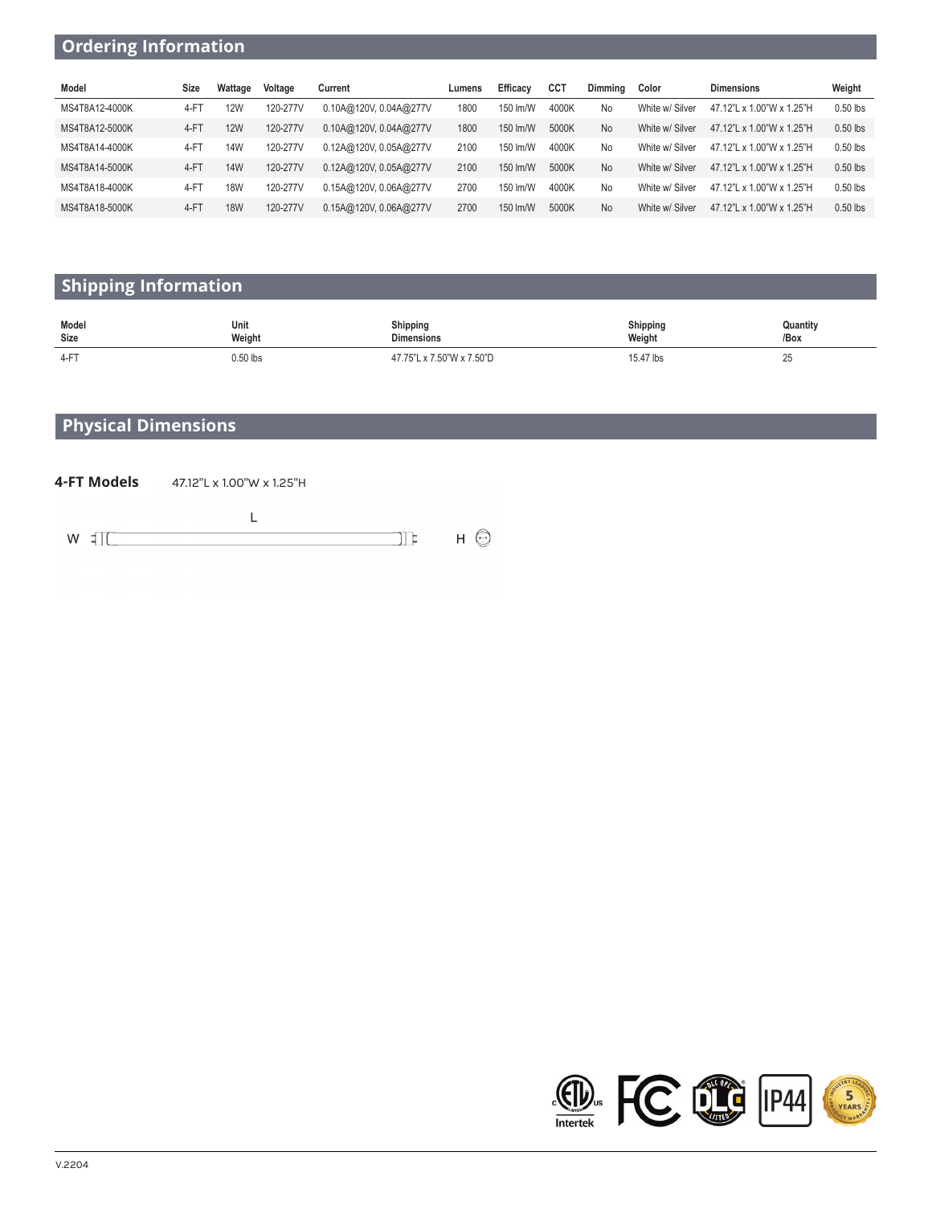## Ordering Information

| Model | Size | Wattage | Voltage | Current | Lumens | Efficacy | CCT | Dimming | Color | Dimensions | Weight |
|---|---|---|---|---|---|---|---|---|---|---|---|
| MS4T8A12-4000K | 4-FT | 12W | 120-277V | 0.10A@120V, 0.04A@277V | 1800 | 150 lm/W | 4000K | No | White w/ Silver | 47.12"L x 1.00"W x 1.25"H | 0.50 lbs |
| MS4T8A12-5000K | 4-FT | 12W | 120-277V | 0.10A@120V, 0.04A@277V | 1800 | 150 lm/W | 5000K | No | White w/ Silver | 47.12"L x 1.00"W x 1.25"H | 0.50 lbs |
| MS4T8A14-4000K | 4-FT | 14W | 120-277V | 0.12A@120V, 0.05A@277V | 2100 | 150 lm/W | 4000K | No | White w/ Silver | 47.12"L x 1.00"W x 1.25"H | 0.50 lbs |
| MS4T8A14-5000K | 4-FT | 14W | 120-277V | 0.12A@120V, 0.05A@277V | 2100 | 150 lm/W | 5000K | No | White w/ Silver | 47.12"L x 1.00"W x 1.25"H | 0.50 lbs |
| MS4T8A18-4000K | 4-FT | 18W | 120-277V | 0.15A@120V, 0.06A@277V | 2700 | 150 lm/W | 4000K | No | White w/ Silver | 47.12"L x 1.00"W x 1.25"H | 0.50 lbs |
| MS4T8A18-5000K | 4-FT | 18W | 120-277V | 0.15A@120V, 0.06A@277V | 2700 | 150 lm/W | 5000K | No | White w/ Silver | 47.12"L x 1.00"W x 1.25"H | 0.50 lbs |

## Shipping Information

| Model Size | Unit Weight | Shipping Dimensions | Shipping Weight | Quantity /Box |
|---|---|---|---|---|
| 4-FT | 0.50 lbs | 47.75"L x 7.50"W x 7.50"D | 15.47 lbs | 25 |

## Physical Dimensions

**4-FT Models** 47.12"L x 1.00"W x 1.25"H

L

W

H

V.2204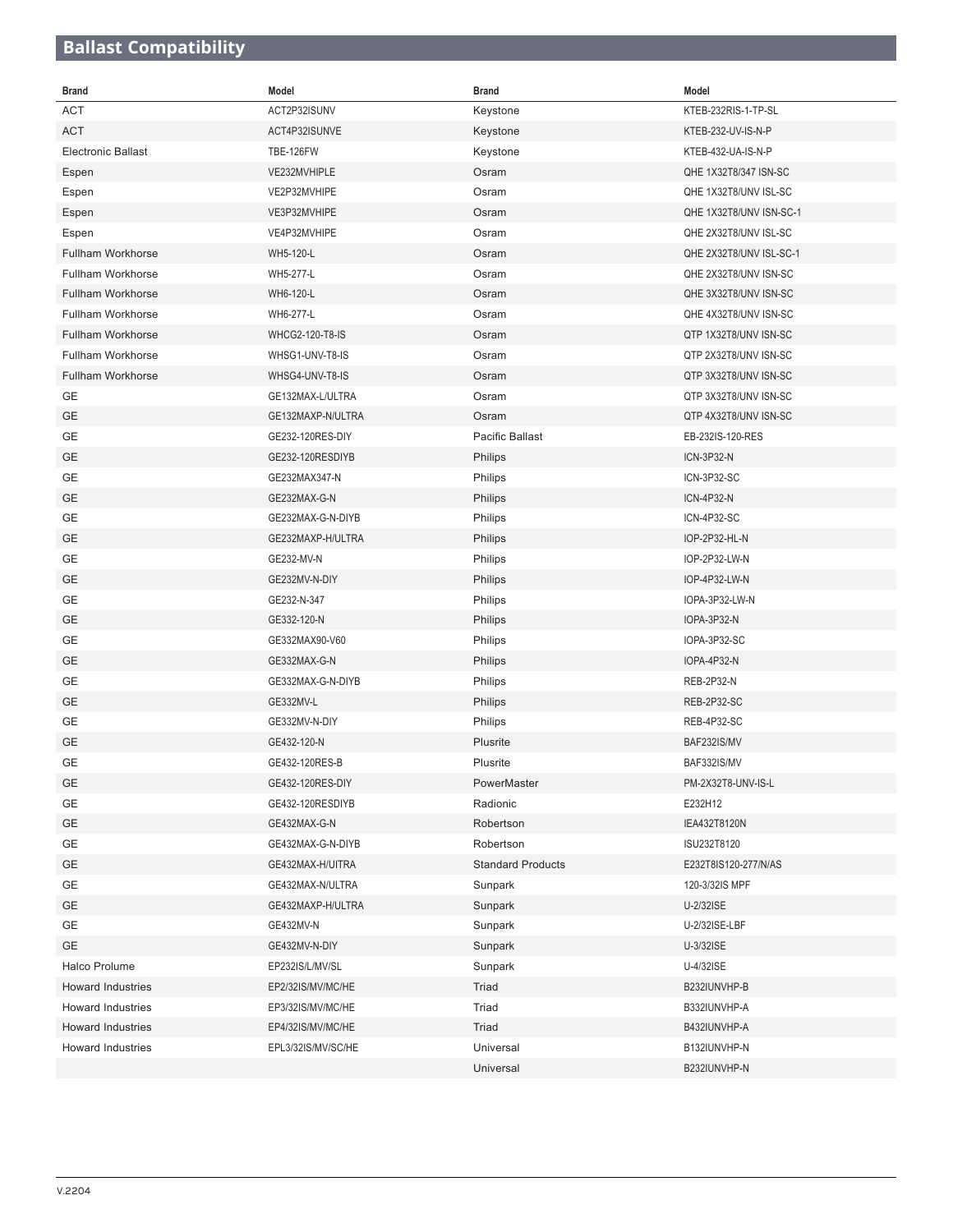## Ballast Compatibility

| Brand | Model | Brand | Model |
|---|---|---|---|
| ACT | ACT2P32ISUNV | Keystone | KTEB-232RIS-1-TP-SL |
| ACT | ACT4P32ISUNVE | Keystone | KTEB-232-UV-IS-N-P |
| Electronic Ballast | TBE-126FW | Keystone | KTEB-432-UA-IS-N-P |
| Espen | VE232MVHIPLE | Osram | QHE 1X32T8/347 ISN-SC |
| Espen | VE2P32MVHIPE | Osram | QHE 1X32T8/UNV ISL-SC |
| Espen | VE3P32MVHIPE | Osram | QHE 1X32T8/UNV ISN-SC-1 |
| Espen | VE4P32MVHIPE | Osram | QHE 2X32T8/UNV ISL-SC |
| Fullham Workhorse | WH5-120-L | Osram | QHE 2X32T8/UNV ISL-SC-1 |
| Fullham Workhorse | WH5-277-L | Osram | QHE 2X32T8/UNV ISN-SC |
| Fullham Workhorse | WH6-120-L | Osram | QHE 3X32T8/UNV ISN-SC |
| Fullham Workhorse | WH6-277-L | Osram | QHE 4X32T8/UNV ISN-SC |
| Fullham Workhorse | WHCG2-120-T8-IS | Osram | QTP 1X32T8/UNV ISN-SC |
| Fullham Workhorse | WHSG1-UNV-T8-IS | Osram | QTP 2X32T8/UNV ISN-SC |
| Fullham Workhorse | WHSG4-UNV-T8-IS | Osram | QTP 3X32T8/UNV ISN-SC |
| GE | GE132MAX-L/ULTRA | Osram | QTP 3X32T8/UNV ISN-SC |
| GE | GE132MAXP-N/ULTRA | Osram | QTP 4X32T8/UNV ISN-SC |
| GE | GE232-120RES-DIY | Pacific Ballast | EB-232IS-120-RES |
| GE | GE232-120RESDIYB | Philips | ICN-3P32-N |
| GE | GE232MAX347-N | Philips | ICN-3P32-SC |
| GE | GE232MAX-G-N | Philips | ICN-4P32-N |
| GE | GE232MAX-G-N-DIYB | Philips | ICN-4P32-SC |
| GE | GE232MAXP-H/ULTRA | Philips | IOP-2P32-HL-N |
| GE | GE232-MV-N | Philips | IOP-2P32-LW-N |
| GE | GE232MV-N-DIY | Philips | IOP-4P32-LW-N |
| GE | GE232-N-347 | Philips | IOPA-3P32-LW-N |
| GE | GE332-120-N | Philips | IOPA-3P32-N |
| GE | GE332MAX90-V60 | Philips | IOPA-3P32-SC |
| GE | GE332MAX-G-N | Philips | IOPA-4P32-N |
| GE | GE332MAX-G-N-DIYB | Philips | REB-2P32-N |
| GE | GE332MV-L | Philips | REB-2P32-SC |
| GE | GE332MV-N-DIY | Philips | REB-4P32-SC |
| GE | GE432-120-N | Plusrite | BAF232IS/MV |
| GE | GE432-120RES-B | Plusrite | BAF332IS/MV |
| GE | GE432-120RES-DIY | PowerMaster | PM-2X32T8-UNV-IS-L |
| GE | GE432-120RESDIYB | Radionic | E232H12 |
| GE | GE432MAX-G-N | Robertson | IEA432T8120N |
| GE | GE432MAX-G-N-DIYB | Robertson | ISU232T8120 |
| GE | GE432MAX-H/UITRA | Standard Products | E232T8IS120-277/N/AS |
| GE | GE432MAX-N/ULTRA | Sunpark | 120-3/32IS MPF |
| GE | GE432MAXP-H/ULTRA | Sunpark | U-2/32ISE |
| GE | GE432MV-N | Sunpark | U-2/32ISE-LBF |
| GE | GE432MV-N-DIY | Sunpark | U-3/32ISE |
| Halco Prolume | EP232IS/L/MV/SL | Sunpark | U-4/32ISE |
| Howard Industries | EP2/32IS/MV/MC/HE | Triad | B232IUNVHP-B |
| Howard Industries | EP3/32IS/MV/MC/HE | Triad | B332IUNVHP-A |
| Howard Industries | EP4/32IS/MV/MC/HE | Triad | B432IUNVHP-A |
| Howard Industries | EPL3/32IS/MV/SC/HE | Universal | B132IUNVHP-N |
| | | Universal | B232IUNVHP-N |

V.2204